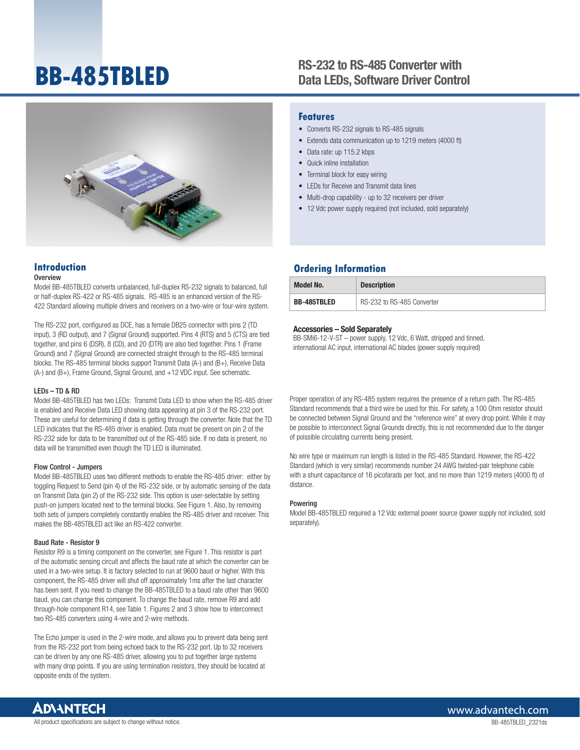# BB-485TBLED

## RS-232 to RS-485 Converter with Data LEDs, Software Driver Control

## Features

- Converts RS-232 signals to RS-485 signals
- Extends data communication up to 1219 meters (4000 ft)
- Data rate: up 115.2 kbps
- Quick inline installation
- Terminal block for easy wiring
- LEDs for Receive and Transmit data lines
- Multi-drop capability - up to 32 receivers per driver
- 12 Vdc power supply required (not included, sold separately)

## Introduction

### Overview

Model BB-485TBLED converts unbalanced, full-duplex RS-232 signals to balanced, full or half-duplex RS-422 or RS-485 signals. RS-485 is an enhanced version of the RS-422 Standard allowing multiple drivers and receivers on a two-wire or four-wire system.

The RS-232 port, configured as DCE, has a female DB25 connector with pins 2 (TD input), 3 (RD output), and 7 (Signal Ground) supported. Pins 4 (RTS) and 5 (CTS) are tied together, and pins 6 (DSR), 8 (CD), and 20 (DTR) are also tied together. Pins 1 (Frame Ground) and 7 (Signal Ground) are connected straight through to the RS-485 terminal blocks. The RS-485 terminal blocks support Transmit Data (A-) and (B+), Receive Data (A-) and (B+), Frame Ground, Signal Ground, and +12 VDC input. See schematic.

### LEDs – TD & RD

Model BB-485TBLED has two LEDs: Transmit Data LED to show when the RS-485 driver is enabled and Receive Data LED showing data appearing at pin 3 of the RS-232 port. These are useful for determining if data is getting through the converter. Note that the TD LED indicates that the RS-485 driver is enabled. Data must be present on pin 2 of the RS-232 side for data to be transmitted out of the RS-485 side. If no data is present, no data will be transmitted even though the TD LED is illuminated.

### Flow Control - Jumpers

Model BB-485TBLED uses two different methods to enable the RS-485 driver: either by toggling Request to Send (pin 4) of the RS-232 side, or by automatic sensing of the data on Transmit Data (pin 2) of the RS-232 side. This option is user-selectable by setting push-on jumpers located next to the terminal blocks. See Figure 1. Also, by removing both sets of jumpers completely constantly enables the RS-485 driver and receiver. This makes the BB-485TBLED act like an RS-422 converter.

### Baud Rate - Resistor 9

Resistor R9 is a timing component on the converter, see Figure 1. This resistor is part of the automatic sensing circuit and affects the baud rate at which the converter can be used in a two-wire setup. It is factory selected to run at 9600 baud or higher. With this component, the RS-485 driver will shut off approximately 1ms after the last character has been sent. If you need to change the BB-485TBLED to a baud rate other than 9600 baud, you can change this component. To change the baud rate, remove R9 and add through-hole component R14, see Table 1. Figures 2 and 3 show how to interconnect two RS-485 converters using 4-wire and 2-wire methods.

The Echo jumper is used in the 2-wire mode, and allows you to prevent data being sent from the RS-232 port from being echoed back to the RS-232 port. Up to 32 receivers can be driven by any one RS-485 driver, allowing you to put together large systems with many drop points. If you are using termination resistors, they should be located at opposite ends of the system.

## Ordering Information

| Model No. | Description |
|---|---|
| **BB-485TBLED** | RS-232 to RS-485 Converter |

### Accessories – Sold Separately

BB-SMi6-12-V-ST – power supply, 12 Vdc, 6 Watt, stripped and tinned, international AC input, international AC blades (power supply required)

Proper operation of any RS-485 system requires the presence of a return path. The RS-485 Standard recommends that a third wire be used for this. For safety, a 100 Ohm resistor should be connected between Signal Ground and the "reference wire" at every drop point. While it may be possible to interconnect Signal Grounds directly, this is not recommended due to the danger of poissible circulating currents being present.

No wire type or maximum run length is listed in the RS-485 Standard. However, the RS-422 Standard (which is very similar) recommends number 24 AWG twisted-pair telephone cable with a shunt capacitance of 16 picofarads per foot, and no more than 1219 meters (4000 ft) of distance.

### Powering

Model BB-485TBLED required a 12 Vdc external power source (power supply not included, sold separately).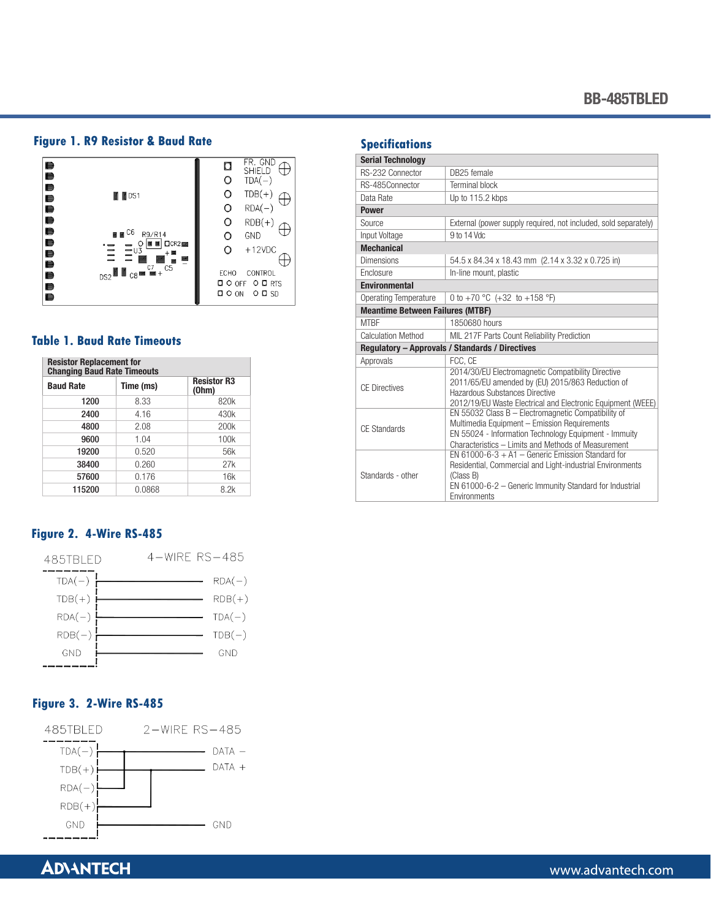## Figure 1. R9 Resistor & Baud Rate

DS1
C6
R9/R14
CR2
U3
C7
C5
DS2
C8
FR. GND
SHIELD
TDA(−)
TDB(+)
RDA(−)
RDB(+)
GND
+12VDC
ECHO
CONTROL
OFF
RTS
ON
SD

## Table 1. Baud Rate Timeouts

| Resistor Replacement for Changing Baud Rate Timeouts | | |
|---|---|---|
| **Baud Rate** | **Time (ms)** | **Resistor R3 (Ohm)** |
| 1200 | 8.33 | 820k |
| 2400 | 4.16 | 430k |
| 4800 | 2.08 | 200k |
| 9600 | 1.04 | 100k |
| 19200 | 0.520 | 56k |
| 38400 | 0.260 | 27k |
| 57600 | 0.176 | 16k |
| 115200 | 0.0868 | 8.2k |

## Figure 2. 4-Wire RS-485

485TBLED
4−WIRE RS−485
TDA(−) RDA(−)
TDB(+) RDB(+)
RDA(−) TDA(−)
RDB(−) TDB(−)
GND GND

## Figure 3. 2-Wire RS-485

485TBLED
2−WIRE RS−485
TDA(−) DATA −
TDB(+) DATA +
RDA(−)
RDB(+)
GND GND

## Specifications

| | |
|---|---|
| **Serial Technology** | |
| RS-232 Connector | DB25 female |
| RS-485Connector | Terminal block |
| Data Rate | Up to 115.2 kbps |
| **Power** | |
| Source | External (power supply required, not included, sold separately) |
| Input Voltage | 9 to 14 Vdc |
| **Mechanical** | |
| Dimensions | 54.5 x 84.34 x 18.43 mm (2.14 x 3.32 x 0.725 in) |
| Enclosure | In-line mount, plastic |
| **Environmental** | |
| Operating Temperature | 0 to +70 °C (+32 to +158 °F) |
| **Meantime Between Failures (MTBF)** | |
| MTBF | 1850680 hours |
| Calculation Method | MIL 217F Parts Count Reliability Prediction |
| **Regulatory – Approvals / Standards / Directives** | |
| Approvals | FCC, CE |
| CE Directives | 2014/30/EU Electromagnetic Compatibility Directive<br>2011/65/EU amended by (EU) 2015/863 Reduction of Hazardous Substances Directive<br>2012/19/EU Waste Electrical and Electronic Equipment (WEEE) |
| CE Standards | EN 55032 Class B – Electromagnetic Compatibility of Multimedia Equipment – Emission Requirements<br>EN 55024 - Information Technology Equipment - Immunity Characteristics – Limits and Methods of Measurement |
| Standards - other | EN 61000-6-3 + A1 – Generic Emission Standard for Residential, Commercial and Light-industrial Environments (Class B)<br>EN 61000-6-2 – Generic Immunity Standard for Industrial Environments |